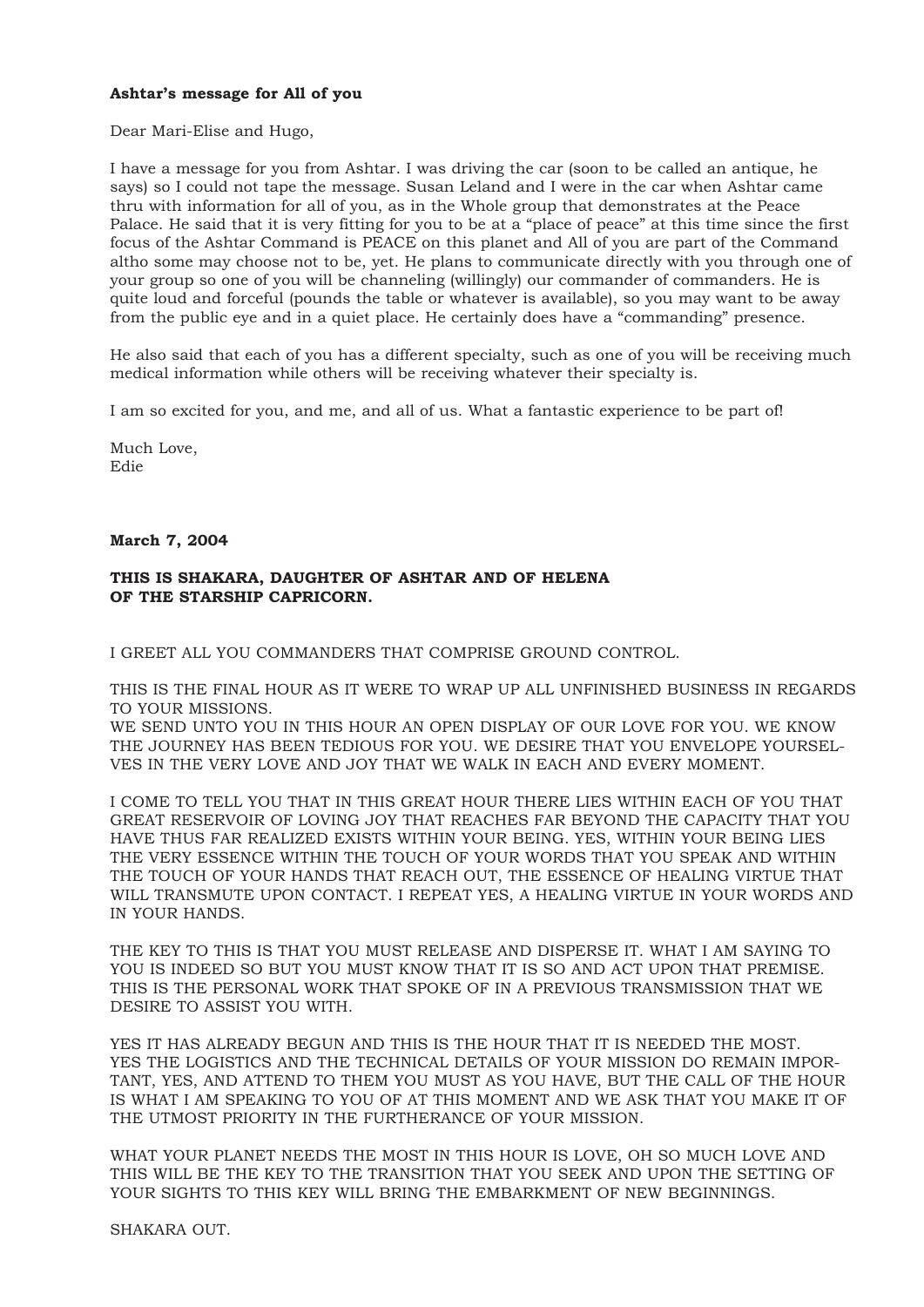**Ashtar's message for All of you**

Dear Mari-Elise and Hugo,

I have a message for you from Ashtar. I was driving the car (soon to be called an antique, he says) so I could not tape the message. Susan Leland and I were in the car when Ashtar came thru with information for all of you, as in the Whole group that demonstrates at the Peace Palace. He said that it is very fitting for you to be at a "place of peace" at this time since the first focus of the Ashtar Command is PEACE on this planet and All of you are part of the Command altho some may choose not to be, yet. He plans to communicate directly with you through one of your group so one of you will be channeling (willingly) our commander of commanders. He is quite loud and forceful (pounds the table or whatever is available), so you may want to be away from the public eye and in a quiet place. He certainly does have a "commanding" presence.

He also said that each of you has a different specialty, such as one of you will be receiving much medical information while others will be receiving whatever their specialty is.

I am so excited for you, and me, and all of us. What a fantastic experience to be part of!

Much Love,
Edie

**March 7, 2004**

**THIS IS SHAKARA, DAUGHTER OF ASHTAR AND OF HELENA OF THE STARSHIP CAPRICORN.**

I GREET ALL YOU COMMANDERS THAT COMPRISE GROUND CONTROL.

THIS IS THE FINAL HOUR AS IT WERE TO WRAP UP ALL UNFINISHED BUSINESS IN REGARDS TO YOUR MISSIONS.
WE SEND UNTO YOU IN THIS HOUR AN OPEN DISPLAY OF OUR LOVE FOR YOU. WE KNOW THE JOURNEY HAS BEEN TEDIOUS FOR YOU. WE DESIRE THAT YOU ENVELOPE YOURSELVES IN THE VERY LOVE AND JOY THAT WE WALK IN EACH AND EVERY MOMENT.

I COME TO TELL YOU THAT IN THIS GREAT HOUR THERE LIES WITHIN EACH OF YOU THAT GREAT RESERVOIR OF LOVING JOY THAT REACHES FAR BEYOND THE CAPACITY THAT YOU HAVE THUS FAR REALIZED EXISTS WITHIN YOUR BEING. YES, WITHIN YOUR BEING LIES THE VERY ESSENCE WITHIN THE TOUCH OF YOUR WORDS THAT YOU SPEAK AND WITHIN THE TOUCH OF YOUR HANDS THAT REACH OUT, THE ESSENCE OF HEALING VIRTUE THAT WILL TRANSMUTE UPON CONTACT. I REPEAT YES, A HEALING VIRTUE IN YOUR WORDS AND IN YOUR HANDS.

THE KEY TO THIS IS THAT YOU MUST RELEASE AND DISPERSE IT. WHAT I AM SAYING TO YOU IS INDEED SO BUT YOU MUST KNOW THAT IT IS SO AND ACT UPON THAT PREMISE. THIS IS THE PERSONAL WORK THAT SPOKE OF IN A PREVIOUS TRANSMISSION THAT WE DESIRE TO ASSIST YOU WITH.

YES IT HAS ALREADY BEGUN AND THIS IS THE HOUR THAT IT IS NEEDED THE MOST.
YES THE LOGISTICS AND THE TECHNICAL DETAILS OF YOUR MISSION DO REMAIN IMPORTANT, YES, AND ATTEND TO THEM YOU MUST AS YOU HAVE, BUT THE CALL OF THE HOUR IS WHAT I AM SPEAKING TO YOU OF AT THIS MOMENT AND WE ASK THAT YOU MAKE IT OF THE UTMOST PRIORITY IN THE FURTHERANCE OF YOUR MISSION.

WHAT YOUR PLANET NEEDS THE MOST IN THIS HOUR IS LOVE, OH SO MUCH LOVE AND THIS WILL BE THE KEY TO THE TRANSITION THAT YOU SEEK AND UPON THE SETTING OF YOUR SIGHTS TO THIS KEY WILL BRING THE EMBARKMENT OF NEW BEGINNINGS.

SHAKARA OUT.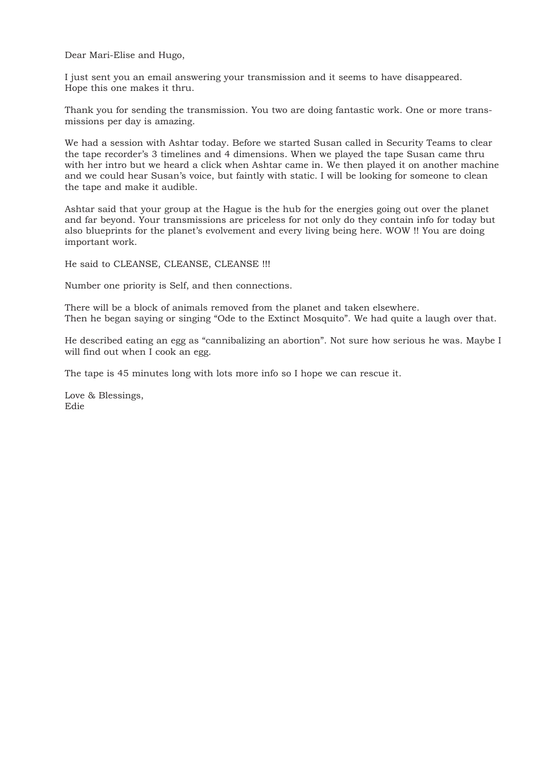Dear Mari-Elise and Hugo,

I just sent you an email answering your transmission and it seems to have disappeared.
Hope this one makes it thru.

Thank you for sending the transmission. You two are doing fantastic work. One or more transmissions per day is amazing.

We had a session with Ashtar today. Before we started Susan called in Security Teams to clear the tape recorder's 3 timelines and 4 dimensions. When we played the tape Susan came thru with her intro but we heard a click when Ashtar came in. We then played it on another machine and we could hear Susan's voice, but faintly with static. I will be looking for someone to clean the tape and make it audible.

Ashtar said that your group at the Hague is the hub for the energies going out over the planet and far beyond. Your transmissions are priceless for not only do they contain info for today but also blueprints for the planet's evolvement and every living being here. WOW !! You are doing important work.

He said to CLEANSE, CLEANSE, CLEANSE !!!

Number one priority is Self, and then connections.

There will be a block of animals removed from the planet and taken elsewhere.
Then he began saying or singing "Ode to the Extinct Mosquito". We had quite a laugh over that.

He described eating an egg as "cannibalizing an abortion". Not sure how serious he was. Maybe I will find out when I cook an egg.

The tape is 45 minutes long with lots more info so I hope we can rescue it.

Love & Blessings,
Edie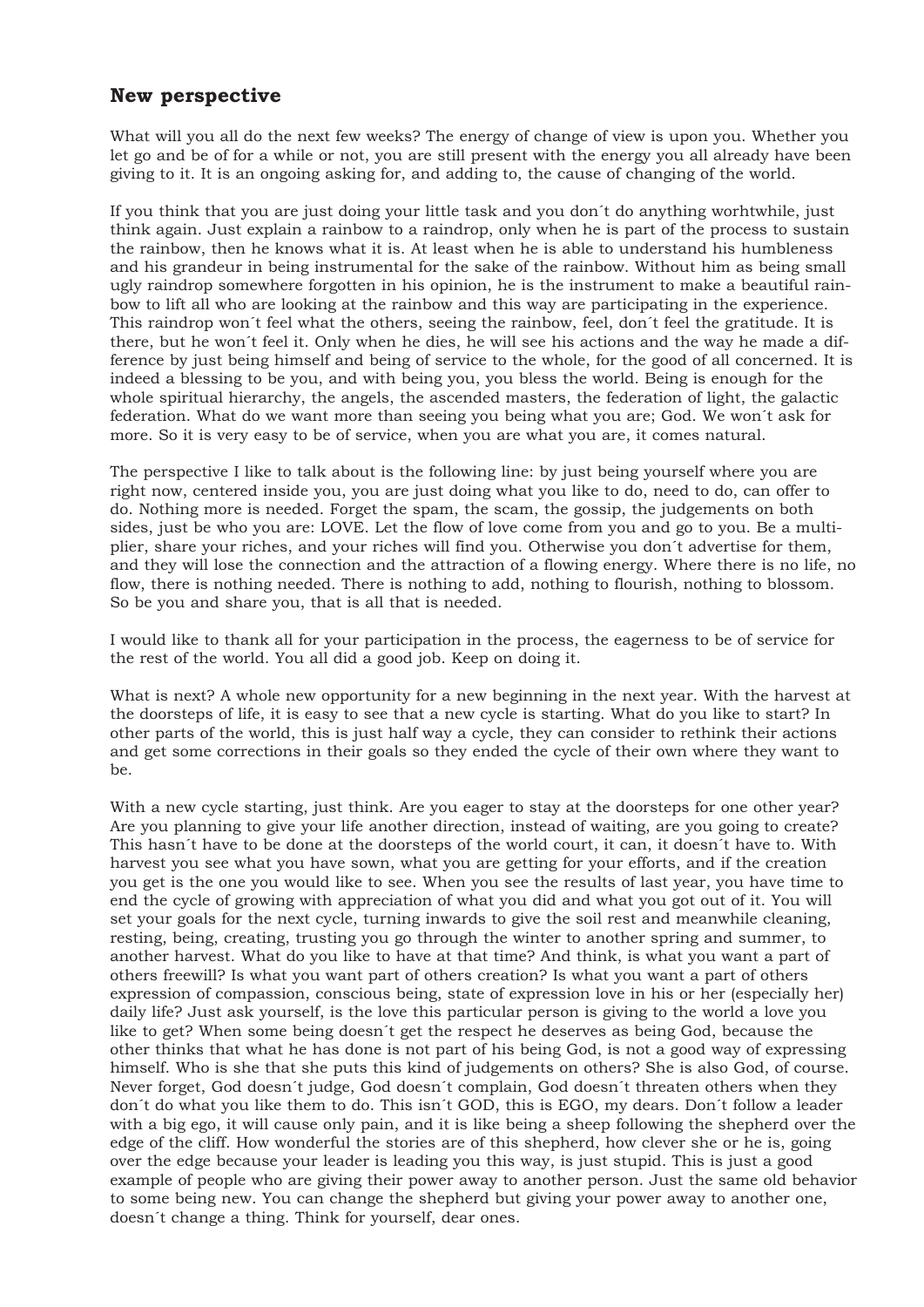## New perspective

What will you all do the next few weeks? The energy of change of view is upon you. Whether you let go and be of for a while or not, you are still present with the energy you all already have been giving to it. It is an ongoing asking for, and adding to, the cause of changing of the world.

If you think that you are just doing your little task and you don´t do anything worhtwhile, just think again. Just explain a rainbow to a raindrop, only when he is part of the process to sustain the rainbow, then he knows what it is. At least when he is able to understand his humbleness and his grandeur in being instrumental for the sake of the rainbow. Without him as being small ugly raindrop somewhere forgotten in his opinion, he is the instrument to make a beautiful rainbow to lift all who are looking at the rainbow and this way are participating in the experience. This raindrop won´t feel what the others, seeing the rainbow, feel, don´t feel the gratitude. It is there, but he won´t feel it. Only when he dies, he will see his actions and the way he made a difference by just being himself and being of service to the whole, for the good of all concerned. It is indeed a blessing to be you, and with being you, you bless the world. Being is enough for the whole spiritual hierarchy, the angels, the ascended masters, the federation of light, the galactic federation. What do we want more than seeing you being what you are; God. We won´t ask for more. So it is very easy to be of service, when you are what you are, it comes natural.

The perspective I like to talk about is the following line: by just being yourself where you are right now, centered inside you, you are just doing what you like to do, need to do, can offer to do. Nothing more is needed. Forget the spam, the scam, the gossip, the judgements on both sides, just be who you are: LOVE. Let the flow of love come from you and go to you. Be a multiplier, share your riches, and your riches will find you. Otherwise you don´t advertise for them, and they will lose the connection and the attraction of a flowing energy. Where there is no life, no flow, there is nothing needed. There is nothing to add, nothing to flourish, nothing to blossom. So be you and share you, that is all that is needed.

I would like to thank all for your participation in the process, the eagerness to be of service for the rest of the world. You all did a good job. Keep on doing it.

What is next? A whole new opportunity for a new beginning in the next year. With the harvest at the doorsteps of life, it is easy to see that a new cycle is starting. What do you like to start? In other parts of the world, this is just half way a cycle, they can consider to rethink their actions and get some corrections in their goals so they ended the cycle of their own where they want to be.

With a new cycle starting, just think. Are you eager to stay at the doorsteps for one other year? Are you planning to give your life another direction, instead of waiting, are you going to create? This hasn´t have to be done at the doorsteps of the world court, it can, it doesn´t have to. With harvest you see what you have sown, what you are getting for your efforts, and if the creation you get is the one you would like to see. When you see the results of last year, you have time to end the cycle of growing with appreciation of what you did and what you got out of it. You will set your goals for the next cycle, turning inwards to give the soil rest and meanwhile cleaning, resting, being, creating, trusting you go through the winter to another spring and summer, to another harvest. What do you like to have at that time? And think, is what you want a part of others freewill? Is what you want part of others creation? Is what you want a part of others expression of compassion, conscious being, state of expression love in his or her (especially her) daily life? Just ask yourself, is the love this particular person is giving to the world a love you like to get? When some being doesn´t get the respect he deserves as being God, because the other thinks that what he has done is not part of his being God, is not a good way of expressing himself. Who is she that she puts this kind of judgements on others? She is also God, of course. Never forget, God doesn´t judge, God doesn´t complain, God doesn´t threaten others when they don´t do what you like them to do. This isn´t GOD, this is EGO, my dears. Don´t follow a leader with a big ego, it will cause only pain, and it is like being a sheep following the shepherd over the edge of the cliff. How wonderful the stories are of this shepherd, how clever she or he is, going over the edge because your leader is leading you this way, is just stupid. This is just a good example of people who are giving their power away to another person. Just the same old behavior to some being new. You can change the shepherd but giving your power away to another one, doesn´t change a thing. Think for yourself, dear ones.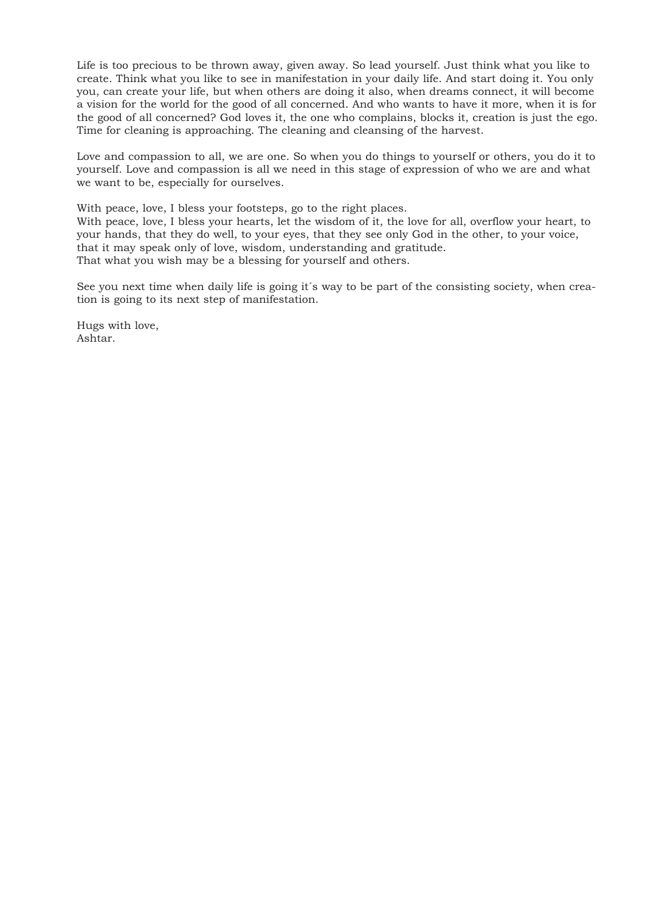Life is too precious to be thrown away, given away. So lead yourself. Just think what you like to create. Think what you like to see in manifestation in your daily life. And start doing it. You only you, can create your life, but when others are doing it also, when dreams connect, it will become a vision for the world for the good of all concerned. And who wants to have it more, when it is for the good of all concerned? God loves it, the one who complains, blocks it, creation is just the ego. Time for cleaning is approaching. The cleaning and cleansing of the harvest.

Love and compassion to all, we are one. So when you do things to yourself or others, you do it to yourself. Love and compassion is all we need in this stage of expression of who we are and what we want to be, especially for ourselves.

With peace, love, I bless your footsteps, go to the right places.
With peace, love, I bless your hearts, let the wisdom of it, the love for all, overflow your heart, to your hands, that they do well, to your eyes, that they see only God in the other, to your voice, that it may speak only of love, wisdom, understanding and gratitude.
That what you wish may be a blessing for yourself and others.

See you next time when daily life is going it´s way to be part of the consisting society, when creation is going to its next step of manifestation.

Hugs with love,
Ashtar.